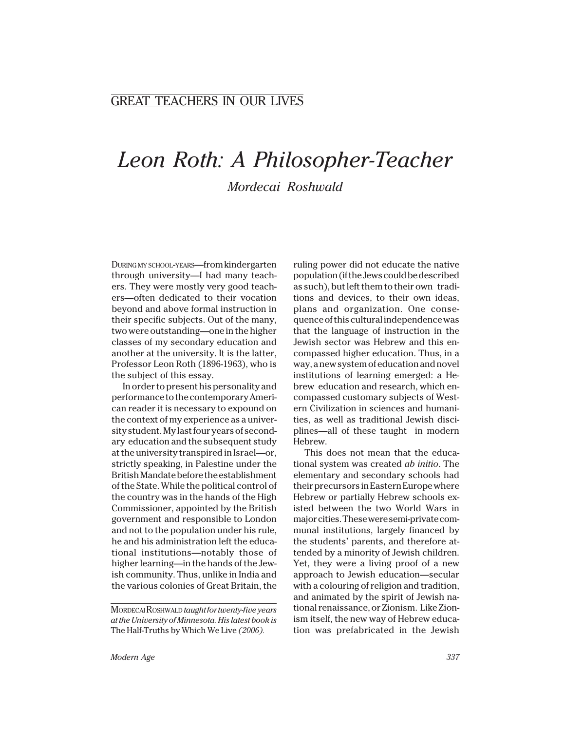## GREAT TEACHERS IN OUR LIVES

# *Leon Roth: A Philosopher-Teacher*

*Mordecai Roshwald*

DURING MY SCHOOL-YEARS—from kindergarten through university—I had many teachers. They were mostly very good teachers—often dedicated to their vocation beyond and above formal instruction in their specific subjects. Out of the many, two were outstanding—one in the higher classes of my secondary education and another at the university. It is the latter, Professor Leon Roth (1896-1963), who is the subject of this essay.

In order to present his personality and performance to the contemporary American reader it is necessary to expound on the context of my experience as a university student. My last four years of secondary education and the subsequent study at the university transpired in Israel—or, strictly speaking, in Palestine under the British Mandate before the establishment of the State. While the political control of the country was in the hands of the High Commissioner, appointed by the British government and responsible to London and not to the population under his rule, he and his administration left the educational institutions—notably those of higher learning—in the hands of the Jewish community. Thus, unlike in India and the various colonies of Great Britain, the ruling power did not educate the native population (if the Jews could be described as such), but left them to their own traditions and devices, to their own ideas, plans and organization. One consequence of this cultural independence was that the language of instruction in the Jewish sector was Hebrew and this encompassed higher education. Thus, in a way, a new system of education and novel institutions of learning emerged: a Hebrew education and research, which encompassed customary subjects of Western Civilization in sciences and humanities, as well as traditional Jewish disciplines—all of these taught in modern Hebrew.

This does not mean that the educational system was created *ab initio*. The elementary and secondary schools had their precursors in Eastern Europe where Hebrew or partially Hebrew schools existed between the two World Wars in major cities. These were semi-private communal institutions, largely financed by the students' parents, and therefore attended by a minority of Jewish children. Yet, they were a living proof of a new approach to Jewish education—secular with a colouring of religion and tradition, and animated by the spirit of Jewish national renaissance, or Zionism. Like Zionism itself, the new way of Hebrew education was prefabricated in the Jewish

---

MORDECAI ROSHWALD *taught for twenty-five years at the University of Minnesota. His latest book is* The Half-Truths by Which We Live *(2006).*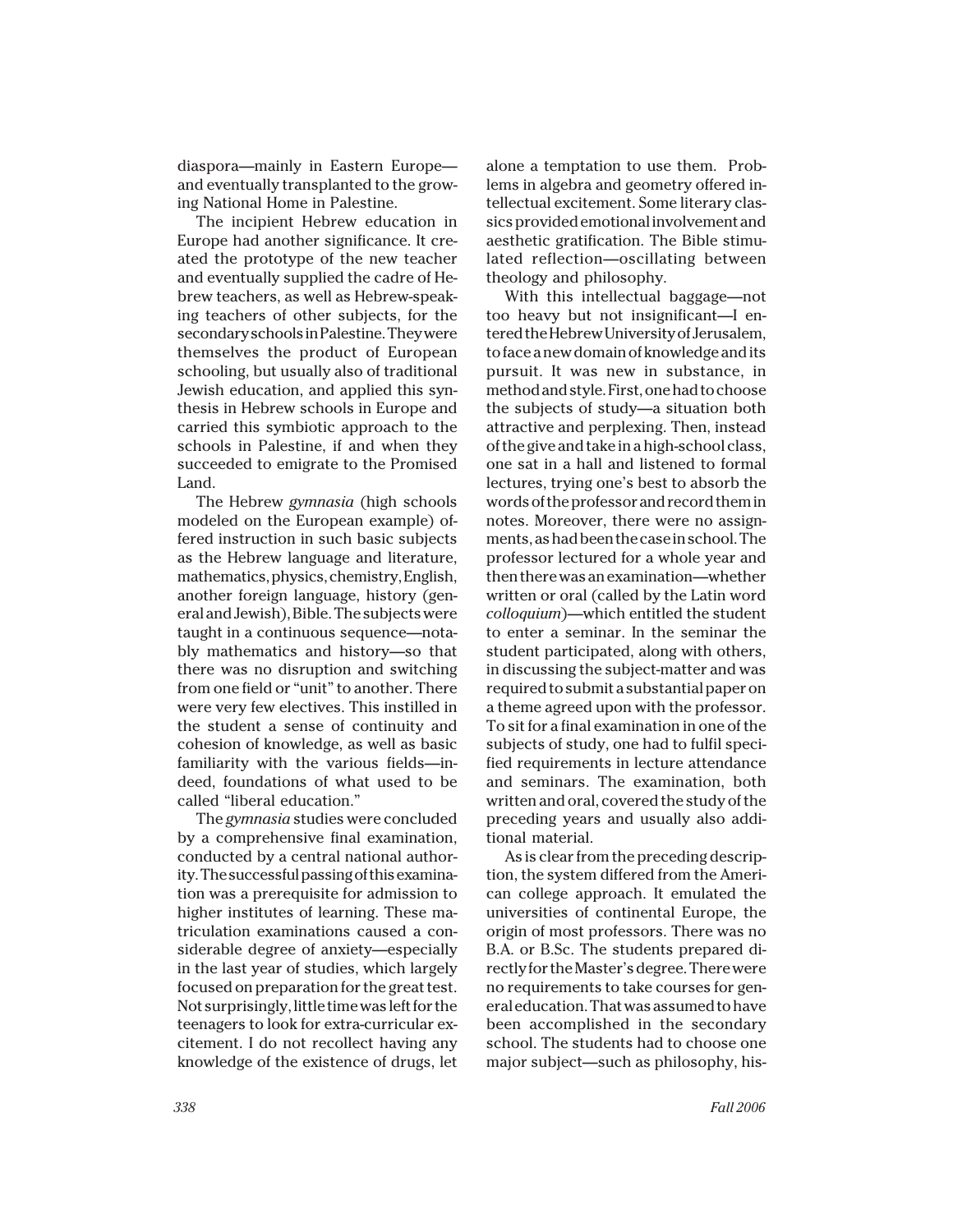diaspora—mainly in Eastern Europe—and eventually transplanted to the growing National Home in Palestine.

The incipient Hebrew education in Europe had another significance. It created the prototype of the new teacher and eventually supplied the cadre of Hebrew teachers, as well as Hebrew-speaking teachers of other subjects, for the secondary schools in Palestine. They were themselves the product of European schooling, but usually also of traditional Jewish education, and applied this synthesis in Hebrew schools in Europe and carried this symbiotic approach to the schools in Palestine, if and when they succeeded to emigrate to the Promised Land.

The Hebrew *gymnasia* (high schools modeled on the European example) offered instruction in such basic subjects as the Hebrew language and literature, mathematics, physics, chemistry, English, another foreign language, history (general and Jewish), Bible. The subjects were taught in a continuous sequence—notably mathematics and history—so that there was no disruption and switching from one field or "unit" to another. There were very few electives. This instilled in the student a sense of continuity and cohesion of knowledge, as well as basic familiarity with the various fields—indeed, foundations of what used to be called "liberal education."

The *gymnasia* studies were concluded by a comprehensive final examination, conducted by a central national authority. The successful passing of this examination was a prerequisite for admission to higher institutes of learning. These matriculation examinations caused a considerable degree of anxiety—especially in the last year of studies, which largely focused on preparation for the great test. Not surprisingly, little time was left for the teenagers to look for extra-curricular excitement. I do not recollect having any knowledge of the existence of drugs, let alone a temptation to use them. Problems in algebra and geometry offered intellectual excitement. Some literary classics provided emotional involvement and aesthetic gratification. The Bible stimulated reflection—oscillating between theology and philosophy.

With this intellectual baggage—not too heavy but not insignificant—I entered the Hebrew University of Jerusalem, to face a new domain of knowledge and its pursuit. It was new in substance, in method and style. First, one had to choose the subjects of study—a situation both attractive and perplexing. Then, instead of the give and take in a high-school class, one sat in a hall and listened to formal lectures, trying one's best to absorb the words of the professor and record them in notes. Moreover, there were no assignments, as had been the case in school. The professor lectured for a whole year and then there was an examination—whether written or oral (called by the Latin word *colloquium*)—which entitled the student to enter a seminar. In the seminar the student participated, along with others, in discussing the subject-matter and was required to submit a substantial paper on a theme agreed upon with the professor. To sit for a final examination in one of the subjects of study, one had to fulfil specified requirements in lecture attendance and seminars. The examination, both written and oral, covered the study of the preceding years and usually also additional material.

As is clear from the preceding description, the system differed from the American college approach. It emulated the universities of continental Europe, the origin of most professors. There was no B.A. or B.Sc. The students prepared directly for the Master's degree. There were no requirements to take courses for general education. That was assumed to have been accomplished in the secondary school. The students had to choose one major subject—such as philosophy, his-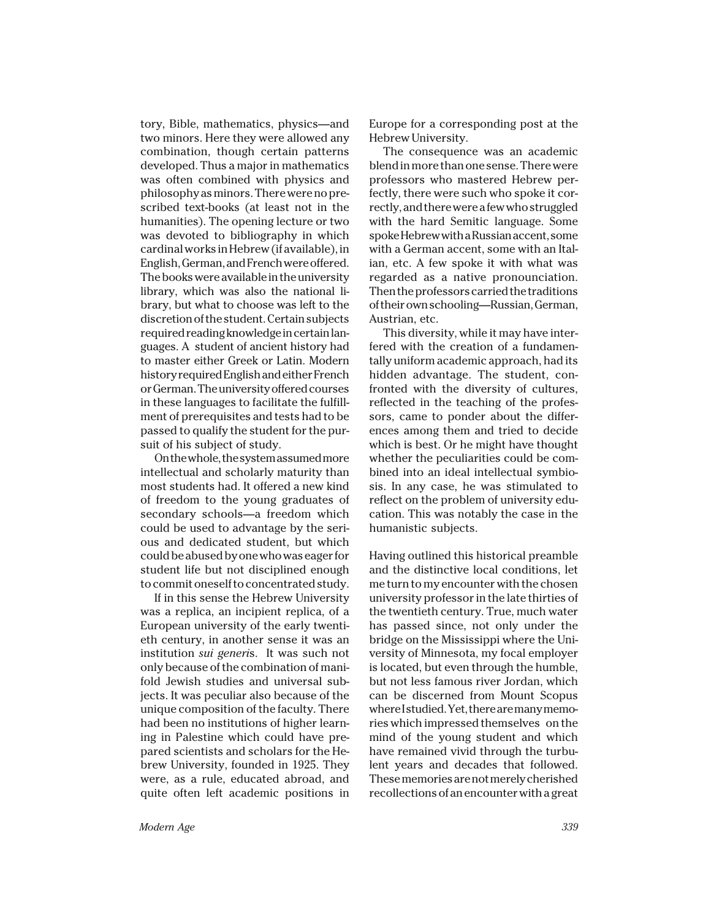tory, Bible, mathematics, physics—and two minors. Here they were allowed any combination, though certain patterns developed. Thus a major in mathematics was often combined with physics and philosophy as minors. There were no prescribed text-books (at least not in the humanities). The opening lecture or two was devoted to bibliography in which cardinal works in Hebrew (if available), in English, German, and French were offered. The books were available in the university library, which was also the national library, but what to choose was left to the discretion of the student. Certain subjects required reading knowledge in certain languages. A student of ancient history had to master either Greek or Latin. Modern history required English and either French or German. The university offered courses in these languages to facilitate the fulfillment of prerequisites and tests had to be passed to qualify the student for the pursuit of his subject of study.

On the whole, the system assumed more intellectual and scholarly maturity than most students had. It offered a new kind of freedom to the young graduates of secondary schools—a freedom which could be used to advantage by the serious and dedicated student, but which could be abused by one who was eager for student life but not disciplined enough to commit oneself to concentrated study.

If in this sense the Hebrew University was a replica, an incipient replica, of a European university of the early twentieth century, in another sense it was an institution *sui generis*. It was such not only because of the combination of manifold Jewish studies and universal subjects. It was peculiar also because of the unique composition of the faculty. There had been no institutions of higher learning in Palestine which could have prepared scientists and scholars for the Hebrew University, founded in 1925. They were, as a rule, educated abroad, and quite often left academic positions in Europe for a corresponding post at the Hebrew University.

The consequence was an academic blend in more than one sense. There were professors who mastered Hebrew perfectly, there were such who spoke it correctly, and there were a few who struggled with the hard Semitic language. Some spoke Hebrew with a Russian accent, some with a German accent, some with an Italian, etc. A few spoke it with what was regarded as a native pronounciation. Then the professors carried the traditions of their own schooling—Russian, German, Austrian, etc.

This diversity, while it may have interfered with the creation of a fundamentally uniform academic approach, had its hidden advantage. The student, confronted with the diversity of cultures, reflected in the teaching of the professors, came to ponder about the differences among them and tried to decide which is best. Or he might have thought whether the peculiarities could be combined into an ideal intellectual symbiosis. In any case, he was stimulated to reflect on the problem of university education. This was notably the case in the humanistic subjects.

Having outlined this historical preamble and the distinctive local conditions, let me turn to my encounter with the chosen university professor in the late thirties of the twentieth century. True, much water has passed since, not only under the bridge on the Mississippi where the University of Minnesota, my focal employer is located, but even through the humble, but not less famous river Jordan, which can be discerned from Mount Scopus where I studied. Yet, there are many memories which impressed themselves on the mind of the young student and which have remained vivid through the turbulent years and decades that followed. These memories are not merely cherished recollections of an encounter with a great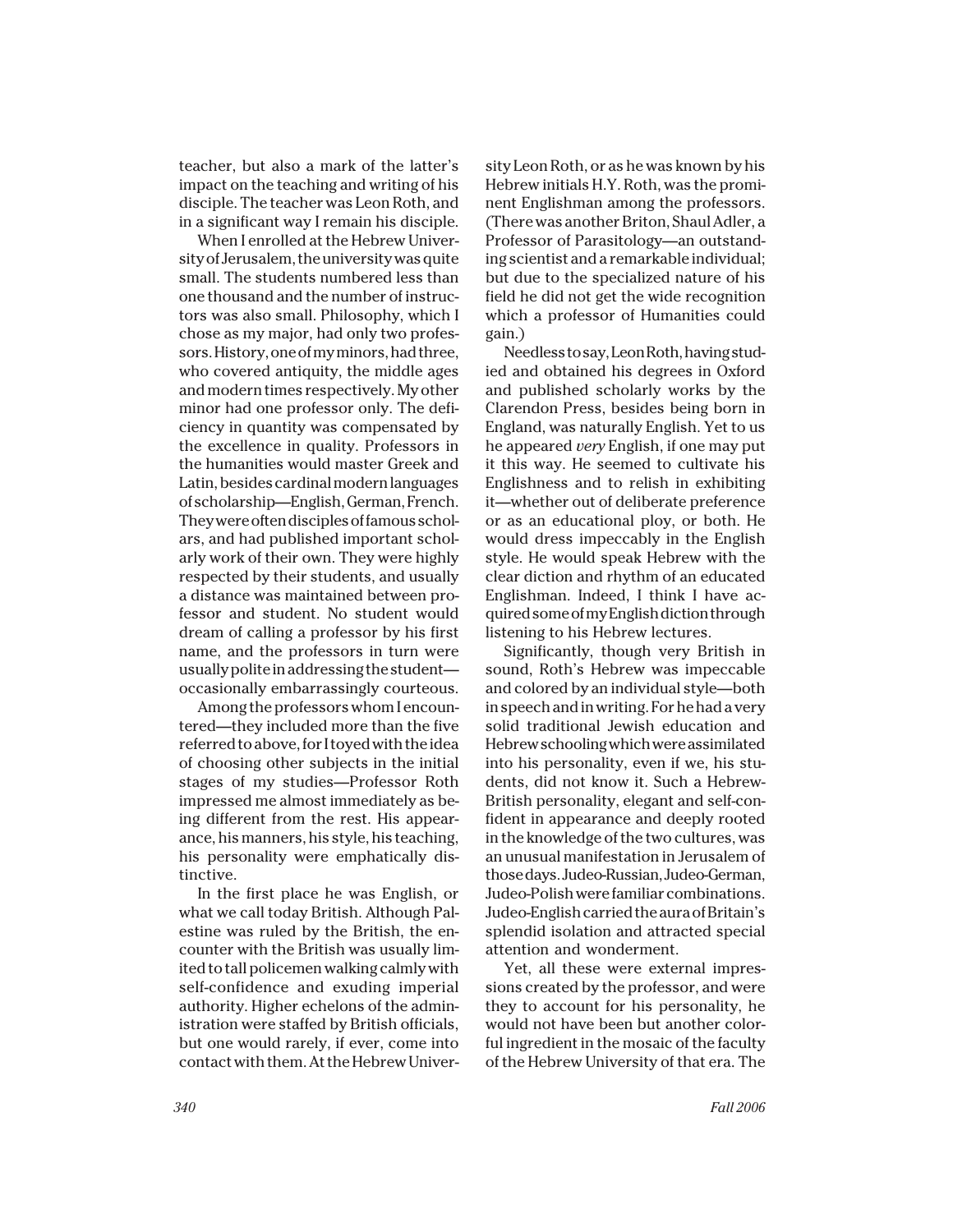teacher, but also a mark of the latter's impact on the teaching and writing of his disciple. The teacher was Leon Roth, and in a significant way I remain his disciple.

When I enrolled at the Hebrew University of Jerusalem, the university was quite small. The students numbered less than one thousand and the number of instructors was also small. Philosophy, which I chose as my major, had only two professors. History, one of my minors, had three, who covered antiquity, the middle ages and modern times respectively. My other minor had one professor only. The deficiency in quantity was compensated by the excellence in quality. Professors in the humanities would master Greek and Latin, besides cardinal modern languages of scholarship—English, German, French. They were often disciples of famous scholars, and had published important scholarly work of their own. They were highly respected by their students, and usually a distance was maintained between professor and student. No student would dream of calling a professor by his first name, and the professors in turn were usually polite in addressing the student—occasionally embarrassingly courteous.

Among the professors whom I encountered—they included more than the five referred to above, for I toyed with the idea of choosing other subjects in the initial stages of my studies—Professor Roth impressed me almost immediately as being different from the rest. His appearance, his manners, his style, his teaching, his personality were emphatically distinctive.

In the first place he was English, or what we call today British. Although Palestine was ruled by the British, the encounter with the British was usually limited to tall policemen walking calmly with self-confidence and exuding imperial authority. Higher echelons of the administration were staffed by British officials, but one would rarely, if ever, come into contact with them. At the Hebrew University Leon Roth, or as he was known by his Hebrew initials H.Y. Roth, was the prominent Englishman among the professors. (There was another Briton, Shaul Adler, a Professor of Parasitology—an outstanding scientist and a remarkable individual; but due to the specialized nature of his field he did not get the wide recognition which a professor of Humanities could gain.)

Needless to say, Leon Roth, having studied and obtained his degrees in Oxford and published scholarly works by the Clarendon Press, besides being born in England, was naturally English. Yet to us he appeared *very* English, if one may put it this way. He seemed to cultivate his Englishness and to relish in exhibiting it—whether out of deliberate preference or as an educational ploy, or both. He would dress impeccably in the English style. He would speak Hebrew with the clear diction and rhythm of an educated Englishman. Indeed, I think I have acquired some of my English diction through listening to his Hebrew lectures.

Significantly, though very British in sound, Roth's Hebrew was impeccable and colored by an individual style—both in speech and in writing. For he had a very solid traditional Jewish education and Hebrew schooling which were assimilated into his personality, even if we, his students, did not know it. Such a Hebrew-British personality, elegant and self-confident in appearance and deeply rooted in the knowledge of the two cultures, was an unusual manifestation in Jerusalem of those days. Judeo-Russian, Judeo-German, Judeo-Polish were familiar combinations. Judeo-English carried the aura of Britain's splendid isolation and attracted special attention and wonderment.

Yet, all these were external impressions created by the professor, and were they to account for his personality, he would not have been but another colorful ingredient in the mosaic of the faculty of the Hebrew University of that era. The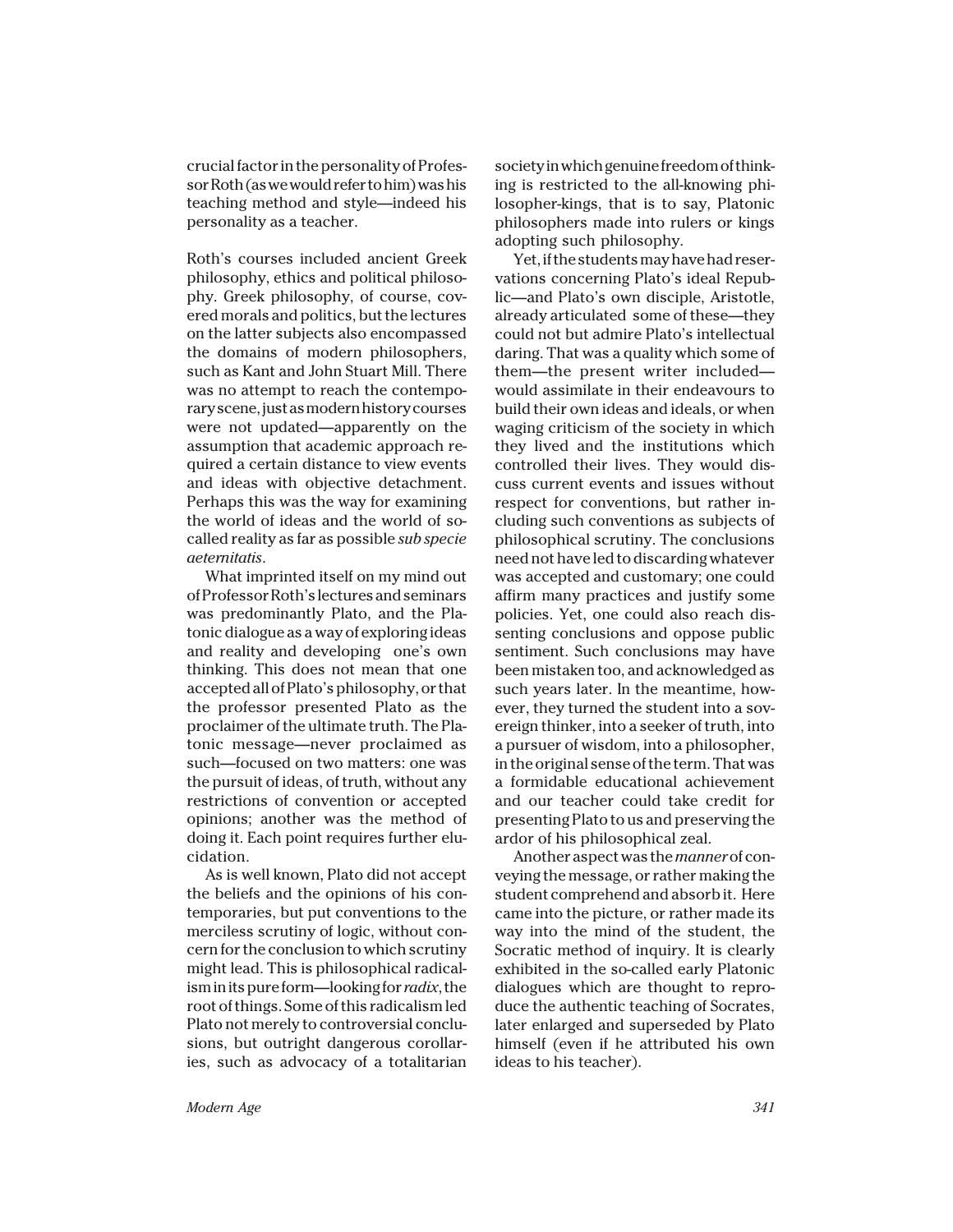crucial factor in the personality of Professor Roth (as we would refer to him) was his teaching method and style—indeed his personality as a teacher.

Roth's courses included ancient Greek philosophy, ethics and political philosophy. Greek philosophy, of course, covered morals and politics, but the lectures on the latter subjects also encompassed the domains of modern philosophers, such as Kant and John Stuart Mill. There was no attempt to reach the contemporary scene, just as modern history courses were not updated—apparently on the assumption that academic approach required a certain distance to view events and ideas with objective detachment. Perhaps this was the way for examining the world of ideas and the world of so-called reality as far as possible *sub specie aeternitatis*.

What imprinted itself on my mind out of Professor Roth's lectures and seminars was predominantly Plato, and the Platonic dialogue as a way of exploring ideas and reality and developing one's own thinking. This does not mean that one accepted all of Plato's philosophy, or that the professor presented Plato as the proclaimer of the ultimate truth. The Platonic message—never proclaimed as such—focused on two matters: one was the pursuit of ideas, of truth, without any restrictions of convention or accepted opinions; another was the method of doing it. Each point requires further elucidation.

As is well known, Plato did not accept the beliefs and the opinions of his contemporaries, but put conventions to the merciless scrutiny of logic, without concern for the conclusion to which scrutiny might lead. This is philosophical radicalism in its pure form—looking for *radix*, the root of things. Some of this radicalism led Plato not merely to controversial conclusions, but outright dangerous corollaries, such as advocacy of a totalitarian society in which genuine freedom of thinking is restricted to the all-knowing philosopher-kings, that is to say, Platonic philosophers made into rulers or kings adopting such philosophy.

Yet, if the students may have had reservations concerning Plato's ideal Republic—and Plato's own disciple, Aristotle, already articulated some of these—they could not but admire Plato's intellectual daring. That was a quality which some of them—the present writer included—would assimilate in their endeavours to build their own ideas and ideals, or when waging criticism of the society in which they lived and the institutions which controlled their lives. They would discuss current events and issues without respect for conventions, but rather including such conventions as subjects of philosophical scrutiny. The conclusions need not have led to discarding whatever was accepted and customary; one could affirm many practices and justify some policies. Yet, one could also reach dissenting conclusions and oppose public sentiment. Such conclusions may have been mistaken too, and acknowledged as such years later. In the meantime, however, they turned the student into a sovereign thinker, into a seeker of truth, into a pursuer of wisdom, into a philosopher, in the original sense of the term. That was a formidable educational achievement and our teacher could take credit for presenting Plato to us and preserving the ardor of his philosophical zeal.

Another aspect was the *manner* of conveying the message, or rather making the student comprehend and absorb it. Here came into the picture, or rather made its way into the mind of the student, the Socratic method of inquiry. It is clearly exhibited in the so-called early Platonic dialogues which are thought to reproduce the authentic teaching of Socrates, later enlarged and superseded by Plato himself (even if he attributed his own ideas to his teacher).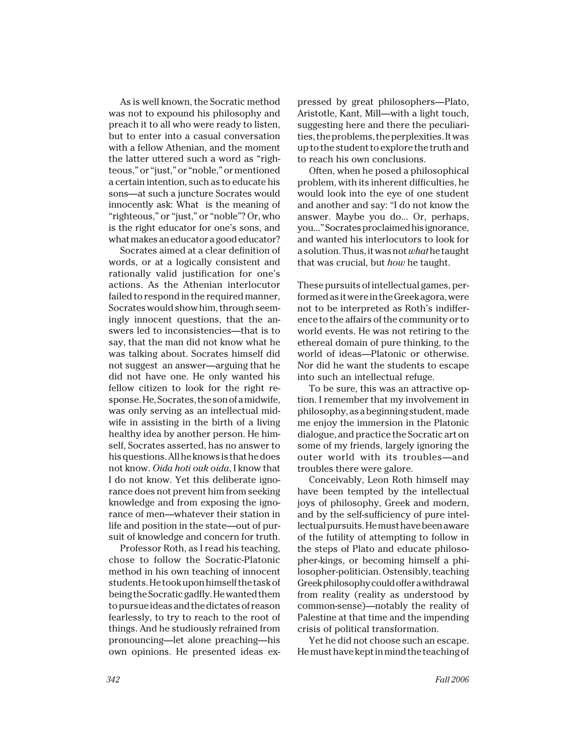As is well known, the Socratic method was not to expound his philosophy and preach it to all who were ready to listen, but to enter into a casual conversation with a fellow Athenian, and the moment the latter uttered such a word as "righteous," or "just," or "noble," or mentioned a certain intention, such as to educate his sons—at such a juncture Socrates would innocently ask: What is the meaning of "righteous," or "just," or "noble"? Or, who is the right educator for one's sons, and what makes an educator a good educator?

Socrates aimed at a clear definition of words, or at a logically consistent and rationally valid justification for one's actions. As the Athenian interlocutor failed to respond in the required manner, Socrates would show him, through seemingly innocent questions, that the answers led to inconsistencies—that is to say, that the man did not know what he was talking about. Socrates himself did not suggest an answer—arguing that he did not have one. He only wanted his fellow citizen to look for the right response. He, Socrates, the son of a midwife, was only serving as an intellectual midwife in assisting in the birth of a living healthy idea by another person. He himself, Socrates asserted, has no answer to his questions. All he knows is that he does not know. *Oida hoti ouk oida*, I know that I do not know. Yet this deliberate ignorance does not prevent him from seeking knowledge and from exposing the ignorance of men—whatever their station in life and position in the state—out of pursuit of knowledge and concern for truth.

Professor Roth, as I read his teaching, chose to follow the Socratic-Platonic method in his own teaching of innocent students. He took upon himself the task of being the Socratic gadfly. He wanted them to pursue ideas and the dictates of reason fearlessly, to try to reach to the root of things. And he studiously refrained from pronouncing—let alone preaching—his own opinions. He presented ideas expressed by great philosophers—Plato, Aristotle, Kant, Mill—with a light touch, suggesting here and there the peculiarities, the problems, the perplexities. It was up to the student to explore the truth and to reach his own conclusions.

Often, when he posed a philosophical problem, with its inherent difficulties, he would look into the eye of one student and another and say: "I do not know the answer. Maybe you do... Or, perhaps, you..." Socrates proclaimed his ignorance, and wanted his interlocutors to look for a solution. Thus, it was not *what* he taught that was crucial, but *how* he taught.

These pursuits of intellectual games, performed as it were in the Greek agora, were not to be interpreted as Roth's indifference to the affairs of the community or to world events. He was not retiring to the ethereal domain of pure thinking, to the world of ideas—Platonic or otherwise. Nor did he want the students to escape into such an intellectual refuge.

To be sure, this was an attractive option. I remember that my involvement in philosophy, as a beginning student, made me enjoy the immersion in the Platonic dialogue, and practice the Socratic art on some of my friends, largely ignoring the outer world with its troubles—and troubles there were galore.

Conceivably, Leon Roth himself may have been tempted by the intellectual joys of philosophy, Greek and modern, and by the self-sufficiency of pure intellectual pursuits. He must have been aware of the futility of attempting to follow in the steps of Plato and educate philosopher-kings, or becoming himself a philosopher-politician. Ostensibly, teaching Greek philosophy could offer a withdrawal from reality (reality as understood by common-sense)—notably the reality of Palestine at that time and the impending crisis of political transformation.

Yet he did not choose such an escape. He must have kept in mind the teaching of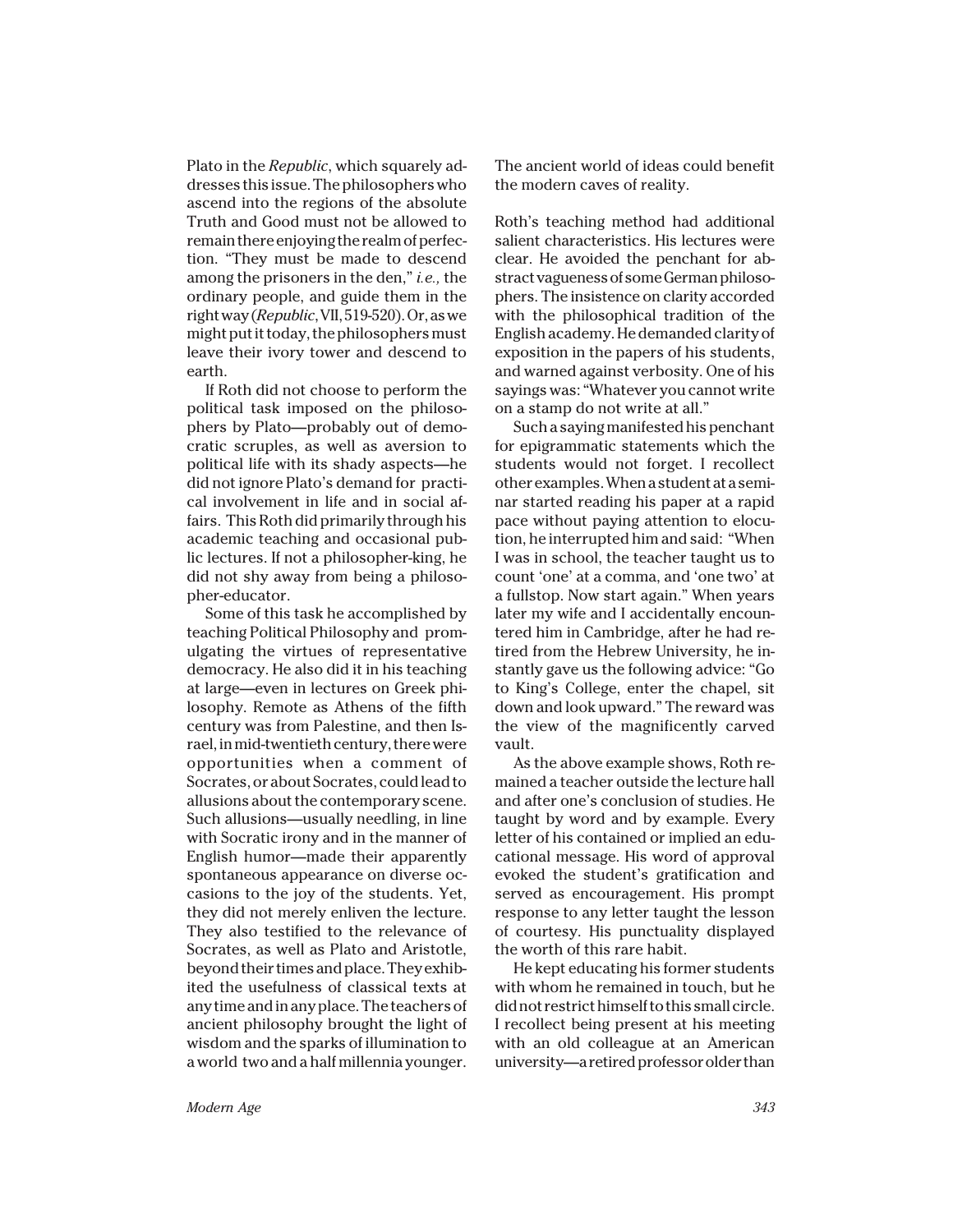Plato in the *Republic*, which squarely addresses this issue. The philosophers who ascend into the regions of the absolute Truth and Good must not be allowed to remain there enjoying the realm of perfection. "They must be made to descend among the prisoners in the den," *i.e.,* the ordinary people, and guide them in the right way (*Republic*, VII, 519-520). Or, as we might put it today, the philosophers must leave their ivory tower and descend to earth.

If Roth did not choose to perform the political task imposed on the philosophers by Plato—probably out of democratic scruples, as well as aversion to political life with its shady aspects—he did not ignore Plato's demand for practical involvement in life and in social affairs. This Roth did primarily through his academic teaching and occasional public lectures. If not a philosopher-king, he did not shy away from being a philosopher-educator.

Some of this task he accomplished by teaching Political Philosophy and promulgating the virtues of representative democracy. He also did it in his teaching at large—even in lectures on Greek philosophy. Remote as Athens of the fifth century was from Palestine, and then Israel, in mid-twentieth century, there were opportunities when a comment of Socrates, or about Socrates, could lead to allusions about the contemporary scene. Such allusions—usually needling, in line with Socratic irony and in the manner of English humor—made their apparently spontaneous appearance on diverse occasions to the joy of the students. Yet, they did not merely enliven the lecture. They also testified to the relevance of Socrates, as well as Plato and Aristotle, beyond their times and place. They exhibited the usefulness of classical texts at any time and in any place. The teachers of ancient philosophy brought the light of wisdom and the sparks of illumination to a world two and a half millennia younger. The ancient world of ideas could benefit the modern caves of reality.

Roth's teaching method had additional salient characteristics. His lectures were clear. He avoided the penchant for abstract vagueness of some German philosophers. The insistence on clarity accorded with the philosophical tradition of the English academy. He demanded clarity of exposition in the papers of his students, and warned against verbosity. One of his sayings was: "Whatever you cannot write on a stamp do not write at all."

Such a saying manifested his penchant for epigrammatic statements which the students would not forget. I recollect other examples. When a student at a seminar started reading his paper at a rapid pace without paying attention to elocution, he interrupted him and said: "When I was in school, the teacher taught us to count 'one' at a comma, and 'one two' at a fullstop. Now start again." When years later my wife and I accidentally encountered him in Cambridge, after he had retired from the Hebrew University, he instantly gave us the following advice: "Go to King's College, enter the chapel, sit down and look upward." The reward was the view of the magnificently carved vault.

As the above example shows, Roth remained a teacher outside the lecture hall and after one's conclusion of studies. He taught by word and by example. Every letter of his contained or implied an educational message. His word of approval evoked the student's gratification and served as encouragement. His prompt response to any letter taught the lesson of courtesy. His punctuality displayed the worth of this rare habit.

He kept educating his former students with whom he remained in touch, but he did not restrict himself to this small circle. I recollect being present at his meeting with an old colleague at an American university—a retired professor older than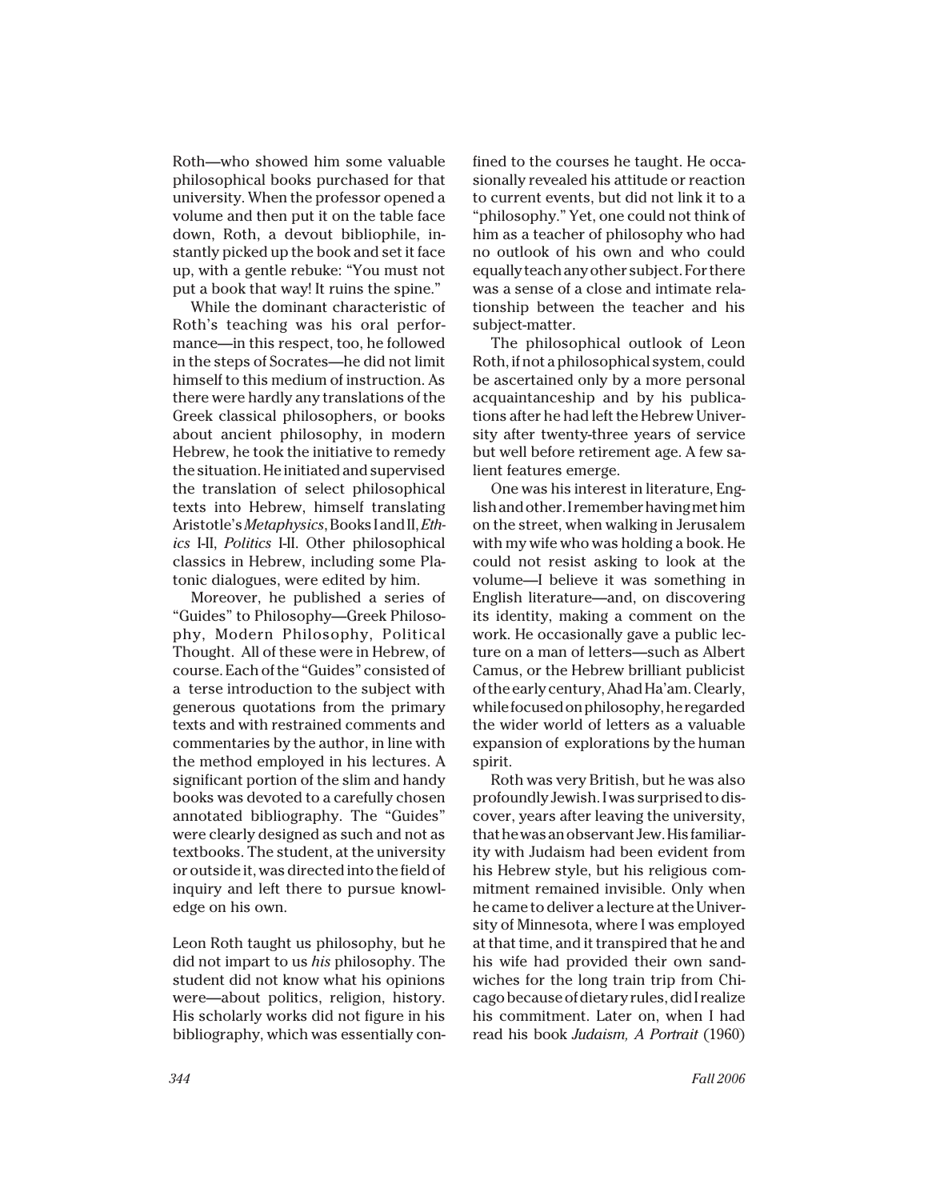Roth—who showed him some valuable philosophical books purchased for that university. When the professor opened a volume and then put it on the table face down, Roth, a devout bibliophile, instantly picked up the book and set it face up, with a gentle rebuke: "You must not put a book that way! It ruins the spine."

While the dominant characteristic of Roth's teaching was his oral performance—in this respect, too, he followed in the steps of Socrates—he did not limit himself to this medium of instruction. As there were hardly any translations of the Greek classical philosophers, or books about ancient philosophy, in modern Hebrew, he took the initiative to remedy the situation. He initiated and supervised the translation of select philosophical texts into Hebrew, himself translating Aristotle's *Metaphysics*, Books I and II, *Ethics* I-II, *Politics* I-II. Other philosophical classics in Hebrew, including some Platonic dialogues, were edited by him.

Moreover, he published a series of "Guides" to Philosophy—Greek Philosophy, Modern Philosophy, Political Thought. All of these were in Hebrew, of course. Each of the "Guides" consisted of a terse introduction to the subject with generous quotations from the primary texts and with restrained comments and commentaries by the author, in line with the method employed in his lectures. A significant portion of the slim and handy books was devoted to a carefully chosen annotated bibliography. The "Guides" were clearly designed as such and not as textbooks. The student, at the university or outside it, was directed into the field of inquiry and left there to pursue knowledge on his own.

Leon Roth taught us philosophy, but he did not impart to us *his* philosophy. The student did not know what his opinions were—about politics, religion, history. His scholarly works did not figure in his bibliography, which was essentially confined to the courses he taught. He occasionally revealed his attitude or reaction to current events, but did not link it to a "philosophy." Yet, one could not think of him as a teacher of philosophy who had no outlook of his own and who could equally teach any other subject. For there was a sense of a close and intimate relationship between the teacher and his subject-matter.

The philosophical outlook of Leon Roth, if not a philosophical system, could be ascertained only by a more personal acquaintanceship and by his publications after he had left the Hebrew University after twenty-three years of service but well before retirement age. A few salient features emerge.

One was his interest in literature, English and other. I remember having met him on the street, when walking in Jerusalem with my wife who was holding a book. He could not resist asking to look at the volume—I believe it was something in English literature—and, on discovering its identity, making a comment on the work. He occasionally gave a public lecture on a man of letters—such as Albert Camus, or the Hebrew brilliant publicist of the early century, Ahad Ha'am. Clearly, while focused on philosophy, he regarded the wider world of letters as a valuable expansion of explorations by the human spirit.

Roth was very British, but he was also profoundly Jewish. I was surprised to discover, years after leaving the university, that he was an observant Jew. His familiarity with Judaism had been evident from his Hebrew style, but his religious commitment remained invisible. Only when he came to deliver a lecture at the University of Minnesota, where I was employed at that time, and it transpired that he and his wife had provided their own sandwiches for the long train trip from Chicago because of dietary rules, did I realize his commitment. Later on, when I had read his book *Judaism, A Portrait* (1960)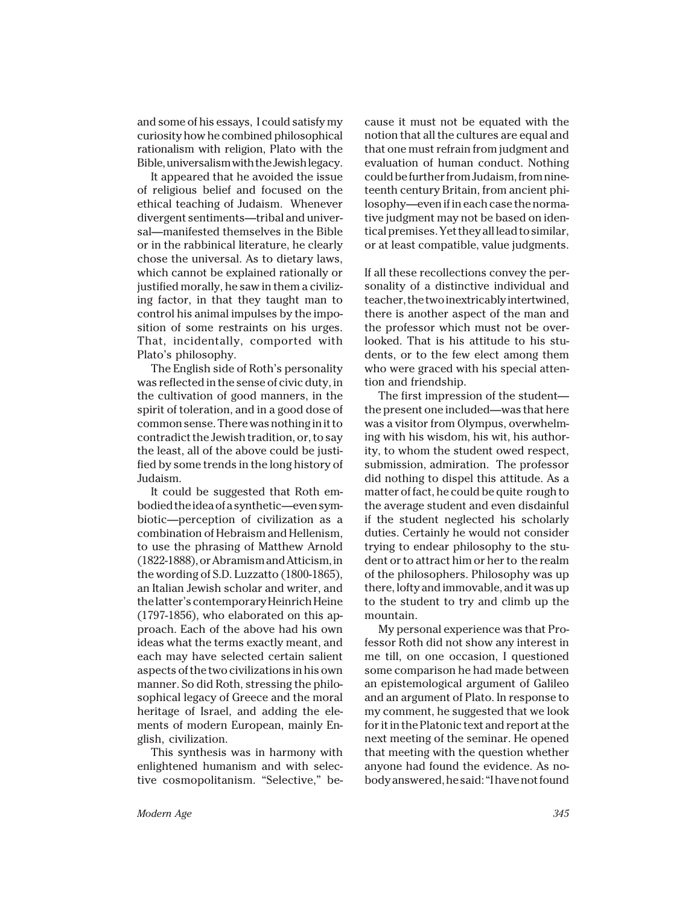and some of his essays, I could satisfy my curiosity how he combined philosophical rationalism with religion, Plato with the Bible, universalism with the Jewish legacy.

It appeared that he avoided the issue of religious belief and focused on the ethical teaching of Judaism. Whenever divergent sentiments—tribal and universal—manifested themselves in the Bible or in the rabbinical literature, he clearly chose the universal. As to dietary laws, which cannot be explained rationally or justified morally, he saw in them a civilizing factor, in that they taught man to control his animal impulses by the imposition of some restraints on his urges. That, incidentally, comported with Plato's philosophy.

The English side of Roth's personality was reflected in the sense of civic duty, in the cultivation of good manners, in the spirit of toleration, and in a good dose of common sense. There was nothing in it to contradict the Jewish tradition, or, to say the least, all of the above could be justified by some trends in the long history of Judaism.

It could be suggested that Roth embodied the idea of a synthetic—even symbiotic—perception of civilization as a combination of Hebraism and Hellenism, to use the phrasing of Matthew Arnold (1822-1888), or Abramism and Atticism, in the wording of S.D. Luzzatto (1800-1865), an Italian Jewish scholar and writer, and the latter's contemporary Heinrich Heine (1797-1856), who elaborated on this approach. Each of the above had his own ideas what the terms exactly meant, and each may have selected certain salient aspects of the two civilizations in his own manner. So did Roth, stressing the philosophical legacy of Greece and the moral heritage of Israel, and adding the elements of modern European, mainly English, civilization.

This synthesis was in harmony with enlightened humanism and with selective cosmopolitanism. "Selective," because it must not be equated with the notion that all the cultures are equal and that one must refrain from judgment and evaluation of human conduct. Nothing could be further from Judaism, from nineteenth century Britain, from ancient philosophy—even if in each case the normative judgment may not be based on identical premises. Yet they all lead to similar, or at least compatible, value judgments.

If all these recollections convey the personality of a distinctive individual and teacher, the two inextricably intertwined, there is another aspect of the man and the professor which must not be overlooked. That is his attitude to his students, or to the few elect among them who were graced with his special attention and friendship.

The first impression of the student—the present one included—was that here was a visitor from Olympus, overwhelming with his wisdom, his wit, his authority, to whom the student owed respect, submission, admiration. The professor did nothing to dispel this attitude. As a matter of fact, he could be quite rough to the average student and even disdainful if the student neglected his scholarly duties. Certainly he would not consider trying to endear philosophy to the student or to attract him or her to the realm of the philosophers. Philosophy was up there, lofty and immovable, and it was up to the student to try and climb up the mountain.

My personal experience was that Professor Roth did not show any interest in me till, on one occasion, I questioned some comparison he had made between an epistemological argument of Galileo and an argument of Plato. In response to my comment, he suggested that we look for it in the Platonic text and report at the next meeting of the seminar. He opened that meeting with the question whether anyone had found the evidence. As nobody answered, he said: "I have not found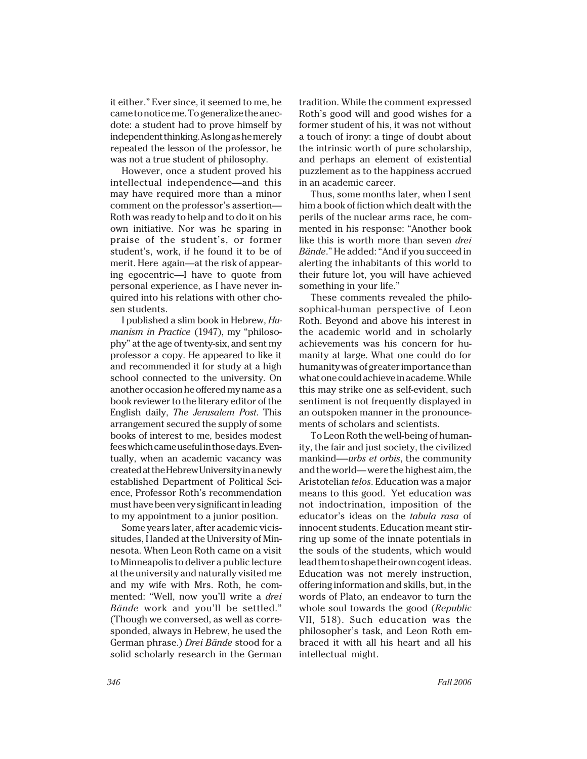it either." Ever since, it seemed to me, he came to notice me. To generalize the anecdote: a student had to prove himself by independent thinking. As long as he merely repeated the lesson of the professor, he was not a true student of philosophy.

However, once a student proved his intellectual independence—and this may have required more than a minor comment on the professor's assertion—Roth was ready to help and to do it on his own initiative. Nor was he sparing in praise of the student's, or former student's, work, if he found it to be of merit. Here again—at the risk of appearing egocentric—I have to quote from personal experience, as I have never inquired into his relations with other chosen students.

I published a slim book in Hebrew, *Humanism in Practice* (1947), my "philosophy" at the age of twenty-six, and sent my professor a copy. He appeared to like it and recommended it for study at a high school connected to the university. On another occasion he offered my name as a book reviewer to the literary editor of the English daily, *The Jerusalem Post*. This arrangement secured the supply of some books of interest to me, besides modest fees which came useful in those days. Eventually, when an academic vacancy was created at the Hebrew University in a newly established Department of Political Science, Professor Roth's recommendation must have been very significant in leading to my appointment to a junior position.

Some years later, after academic vicissitudes, I landed at the University of Minnesota. When Leon Roth came on a visit to Minneapolis to deliver a public lecture at the university and naturally visited me and my wife with Mrs. Roth, he commented: "Well, now you'll write a *drei Bände* work and you'll be settled." (Though we conversed, as well as corresponded, always in Hebrew, he used the German phrase.) *Drei Bände* stood for a solid scholarly research in the German tradition. While the comment expressed Roth's good will and good wishes for a former student of his, it was not without a touch of irony: a tinge of doubt about the intrinsic worth of pure scholarship, and perhaps an element of existential puzzlement as to the happiness accrued in an academic career.

Thus, some months later, when I sent him a book of fiction which dealt with the perils of the nuclear arms race, he commented in his response: "Another book like this is worth more than seven *drei Bände*." He added: "And if you succeed in alerting the inhabitants of this world to their future lot, you will have achieved something in your life."

These comments revealed the philosophical-human perspective of Leon Roth. Beyond and above his interest in the academic world and in scholarly achievements was his concern for humanity at large. What one could do for humanity was of greater importance than what one could achieve in academe. While this may strike one as self-evident, such sentiment is not frequently displayed in an outspoken manner in the pronouncements of scholars and scientists.

To Leon Roth the well-being of humanity, the fair and just society, the civilized mankind—*urbs et orbis*, the community and the world—were the highest aim, the Aristotelian *telos*. Education was a major means to this good. Yet education was not indoctrination, imposition of the educator's ideas on the *tabula rasa* of innocent students. Education meant stirring up some of the innate potentials in the souls of the students, which would lead them to shape their own cogent ideas. Education was not merely instruction, offering information and skills, but, in the words of Plato, an endeavor to turn the whole soul towards the good (*Republic* VII, 518). Such education was the philosopher's task, and Leon Roth embraced it with all his heart and all his intellectual might.